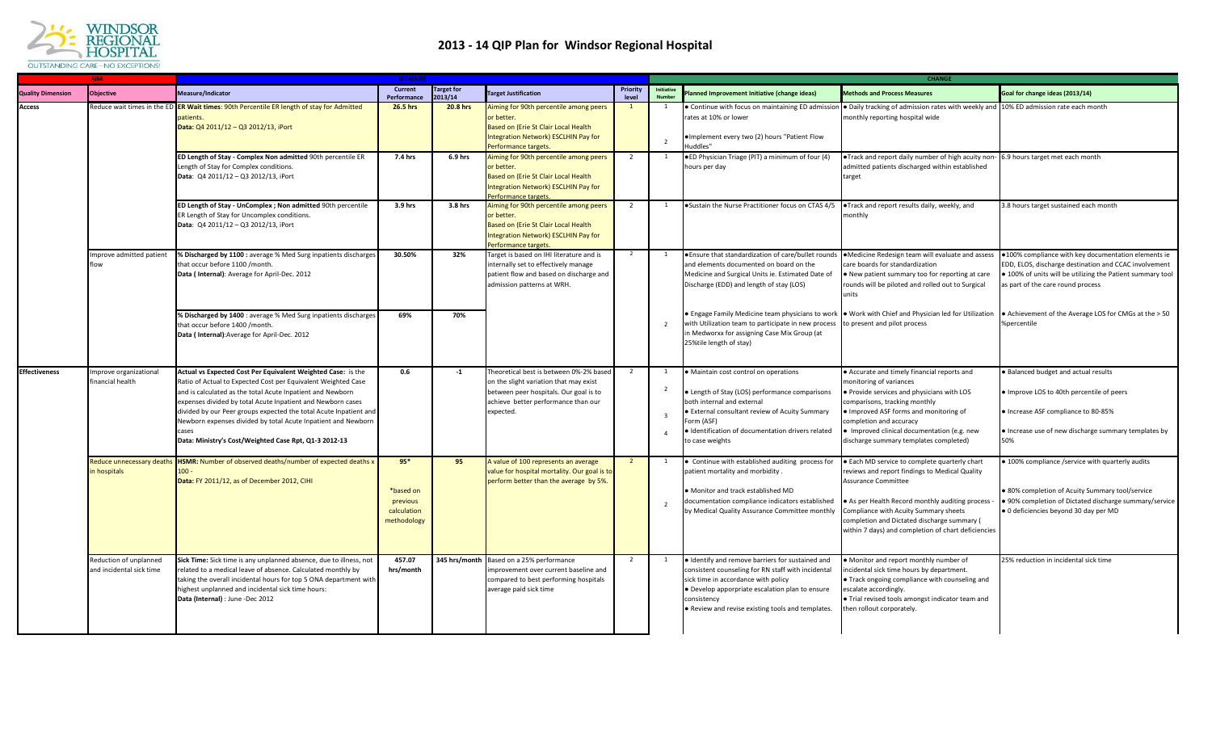# 2013 - 14 QIP Plan for Windsor Regional Hospital

| AIM | | MEASURE | | | | | CHANGE | | | |
|---|---|---|---|---|---|---|---|---|---|---|
| **Quality Dimension** | **Objective** | **Measure/Indicator** | **Current Performance** | **Target for 2013/14** | **Target Justification** | **Priority level** | **Initiative Number** | **Planned Improvement Initiative (change ideas)** | **Methods and Process Measures** | **Goal for change ideas (2013/14)** |
| **Access** | Reduce wait times in the ED | **ER Wait times**: 90th Percentile ER length of stay for Admitted patients.<br>**Data:** Q4 2011/12 – Q3 2012/13, iPort | **26.5 hrs** | **20.8 hrs** | Aiming for 90th percentile among peers or better.<br>Based on (Erie St Clair Local Health Integration Network) ESCLHIN Pay for Performance targets. | 1 | 1<br><br>2 | • Continue with focus on maintaining ED admission rates at 10% or lower<br><br>•Implement every two (2) hours "Patient Flow Huddles" | • Daily tracking of admission rates with weekly and monthly reporting hospital wide | 10% ED admission rate each month |
| | | **ED Length of Stay - Complex Non admitted** 90th percentile ER Length of Stay for Complex conditions.<br>**Data**: Q4 2011/12 – Q3 2012/13, iPort | **7.4 hrs** | **6.9 hrs** | Aiming for 90th percentile among peers or better.<br>Based on (Erie St Clair Local Health Integration Network) ESCLHIN Pay for Performance targets. | 2 | 1 | ●ED Physician Triage (PIT) a minimum of four (4) hours per day | ●Track and report daily number of high acuity non-admitted patients discharged within established target | 6.9 hours target met each month |
| | | **ED Length of Stay - UnComplex ; Non admitted** 90th percentile ER Length of Stay for Uncomplex conditions.<br>**Data:** Q4 2011/12 – Q3 2012/13, iPort | **3.9 hrs** | **3.8 hrs** | Aiming for 90th percentile among peers or better.<br>Based on (Erie St Clair Local Health Integration Network) ESCLHIN Pay for Performance targets. | 2 | 1 | ●Sustain the Nurse Practitioner focus on CTAS 4/5 | ●Track and report results daily, weekly, and monthly | 3.8 hours target sustained each month |
| | Improve admitted patient flow | **% Discharged by 1100** : average % Med Surg inpatients discharges that occur before 1100 /month.<br>**Data ( Internal)**: Average for April-Dec. 2012 | **30.50%** | **32%** | Target is based on IHI literature and is internally set to effectively manage patient flow and based on discharge and admission patterns at WRH. | 2 | 1 | ●Ensure that standardization of care/bullet rounds and elements documented on board on the Medicine and Surgical Units ie. Estimated Date of Discharge (EDD) and length of stay (LOS) | ●Medicine Redesign team will evaluate and assess care boards for standardization<br>● New patient summary too for reporting at care rounds will be piloted and rolled out to Surgical units | ●100% compliance with key documentation elements ie EDD, ELOS, discharge destination and CCAC involvement<br>● 100% of units will be utilizing the Patient summary tool as part of the care round process |
| | | **% Discharged by 1400** : average % Med Surg inpatients discharges that occur before 1400 /month.<br>**Data ( Internal)**:Average for April-Dec. 2012 | **69%** | **70%** | | | 2 | ● Engage Family Medicine team physicians to work with Utilization team to participate in new process in Medworxx for assigning Case Mix Group (at 25%tile length of stay) | ● Work with Chief and Physician led for Utilization to present and pilot process | ● Achievement of the Average LOS for CMGs at the > 50 %percentile |
| **Effectiveness** | Improve organizational financial health | **Actual vs Expected Cost Per Equivalent Weighted Case:** is the Ratio of Actual to Expected Cost per Equivalent Weighted Case and is calculated as the total Acute Inpatient and Newborn expenses divided by total Acute Inpatient and Newborn cases divided by our Peer groups expected the total Acute Inpatient and Newborn expenses divided by total Acute Inpatient and Newborn cases<br>**Data: Ministry's Cost/Weighted Case Rpt, Q1-3 2012-13** | **0.6** | **-1** | Theoretical best is between 0%-2% based on the slight variation that may exist between peer hospitals. Our goal is to achieve better performance than our expected. | 2 | 1<br><br>2<br><br>3<br><br>4 | • Maintain cost control on operations<br><br>• Length of Stay (LOS) performance comparisons both internal and external<br>• External consultant review of Acuity Summary Form (ASF)<br>• Identification of documentation drivers related to case weights | • Accurate and timely financial reports and monitoring of variances<br>• Provide services and physicians with LOS comparisons, tracking monthly<br>• Improved ASF forms and monitoring of completion and accuracy<br>• Improved clinical documentation (e.g. new discharge summary templates completed) | • Balanced budget and actual results<br><br>• Improve LOS to 40th percentile of peers<br><br>• Increase ASF compliance to 80-85%<br><br>• Increase use of new discharge summary templates by 50% |
| | Reduce unnecessary deaths in hospitals | **HSMR:** Number of observed deaths/number of expected deaths x 100 -<br>**Data:** FY 2011/12, as of December 2012, CIHI | **95***<br><br>*based on previous calculation methodology | **95** | A value of 100 represents an average value for hospital mortality. Our goal is to perform better than the average by 5%. | 2 | 1<br><br>2 | • Continue with established auditing process for patient mortality and morbidity .<br><br>• Monitor and track established MD documentation compliance indicators established by Medical Quality Assurance Committee monthly | • Each MD service to complete quarterly chart reviews and report findings to Medical Quality Assurance Committee<br><br>• As per Health Record monthly auditing process - Compliance with Acuity Summary sheets completion and Dictated discharge summary ( within 7 days) and completion of chart deficiencies | • 100% compliance /service with quarterly audits<br><br>• 80% completion of Acuity Summary tool/service<br>• 90% completion of Dictated discharge summary/service<br>• 0 deficiencies beyond 30 day per MD |
| | Reduction of unplanned and incidental sick time | **Sick Time:** Sick time is any unplanned absence, due to illness, not related to a medical leave of absence. Calculated monthly by taking the overall incidental hours for top 5 ONA department with highest unplanned and incidental sick time hours:<br>**Data (Internal)** : June -Dec 2012 | **457.07 hrs/month** | **345 hrs/month** | Based on a 25% performance improvement over current baseline and compared to best performing hospitals average paid sick time | 2 | 1 | • Identify and remove barriers for sustained and consistent counseling for RN staff with incidental sick time in accordance with policy<br>• Develop appropriate escalation plan to ensure consistency<br>• Review and revise existing tools and templates. | • Monitor and report monthly number of incidental sick time hours by department.<br>• Track ongoing compliance with counseling and escalate accordingly.<br>• Trial revised tools amongst indicator team and then rollout corporately. | 25% reduction in incidental sick time |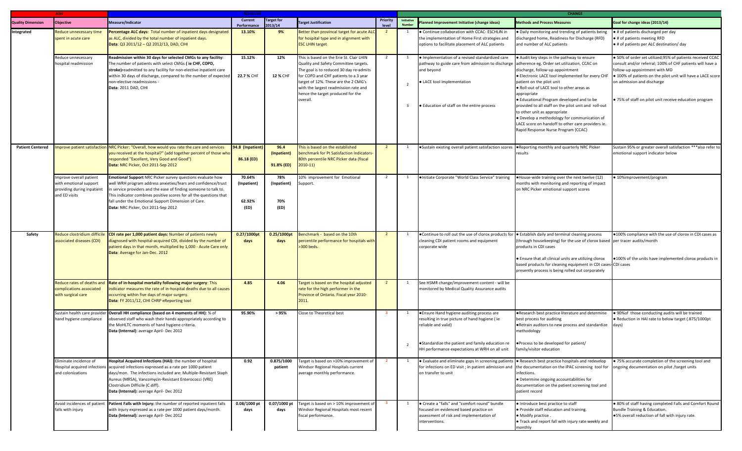| AIM | | MEASURE | | | | | CHANGE | | | |
|---|---|---|---|---|---|---|---|---|---|---|
| **Quality Dimension** | **Objective** | **Measure/Indicator** | **Current Performance** | **Target for 2013/14** | **Target Justification** | **Priority level** | **Initiative Number** | **Planned Improvement Initiative (change ideas)** | **Methods and Process Measures** | **Goal for change ideas (2013/14)** |
| **Integrated** | Reduce unnecessary time spent in acute care | **Percentage ALC days:** Total number of inpatient days designated as ALC, divided by the total number of inpatient days. **Data**: Q3 2011/12 – Q2 2012/13, DAD, CIHI | **13.10%** | **9%** | Better than provincal target for acute ALC for hospital type and in alignment with ESC LHIN target | 2 | 1 | • Continue collaboration with CCAC- ESCHLIN in the implementation of Home First strategies and options to facilitate placement of ALC patients | • Daily monitoring and trending of patients being discharged home, Readiness for Discharge (RFD) and number of ALC patients | • # of patients discharged per day<br>• # of patients meeting RFD<br>• # of patients per ALC destination/ day |
| | Reduce unnecessary hospital readmission | **Readmission within 30 days for selected CMGs to any facility:** The number of patients with select CMGs **( ie CHF, COPD, stroke)**readmitted to any facility for non-elective inpatient care within 30 days of discharge, compared to the number of expected non-elective readmissions - **Data**: 2011 DAD, CIHI | **15.12%**<br><br>**22.7 %** CHF | **12%**<br><br>**12 %** CHF | This is based on the Erie St. Clair LHIN Quality and Safety Committee targets. The goal is to reduced 30 day re-admits for COPD and CHF patients to a 3 year target of 12%. These are the 2 CMG's with the largest readmission rate and hence the target produced for the overall. | 2 | 1<br><br>2<br><br>3 | • Implementation of a revised standardized care pathway to guide care from admission to discharge and beyond<br><br>• LACE tool implementation<br><br>• Education of staff on the entire process | • Audit key steps in the pathway to ensure adherence eg. Order set utilization, CCAC on discharge, follow-up appointment<br>• Electronic LACE tool implemented for every CHF patient on the pilot unit<br>• Roll-out of LACE tool to other areas as appropriate<br>• Educational Program developed and to be provided to all staff on the pilot unit and roll-out to other unit as appropriate<br>• Develop a methodology for communication of LACE score on handoff to other care providers ie. Rapid Response Nurse Program (CCAC) | • 50% of order set utilized;95% of patients received CCAC consult and/or referral; 100% of CHF patients will have a follow-up appointment with MD<br>• 100% of patients on the pilot unit will have a LACE score on admission and discharge<br><br>• 75% of staff on pilot unit receive education program |
| **Patient Centered** | Improve patient satisfaction | NRC Picker: "Overall, how would you rate the care and services you received at the hospital?" (add together percent of those who responded "Excellent, Very Good and Good") **Data:** NRC Picker, Oct 2011-Sep 2012 | **94.8 (Inpatient)**<br><br>**86.18 (ED)** | **96.4 (Inpatient)**<br><br>**91.8% (ED)** | This is based on the established benchmark for Pt Satisfaction Indicators- 80th percentile NRC Picker data (fiscal 2010-11) | 2 | 1 | •Sustain existing overall patient satisfaction scores | •Reporting monthly and quarterly NRC Picker results | Sustain 95% or greater overall satisfaction ***also refer to emotional support indicator below |
| | Improve overall patient with emotional support providing during inpatient and ED visits | **Emotional Support** NRC Picker survey questions evaluate how well WRH program address anxieties/fears and confidence/trust in service providers and the ease of finding someone to talk to. This indicator combines positive scores for all the questions that fall under the Emotional Support Dimension of Care. **Data:** NRC Picker, Oct 2011-Sep 2012 | **70.64% (Inpatient)**<br><br>**62.92% (ED)** | **78% (Inpatient)**<br><br>**70% (ED)** | 10% improvement for Emotional Support. | 2 | 1 | •Initiate Corporate "World Class Service" training | •House-wide training over the next twelve (12) months with monitoring and reporting of impact on NRC Picker emotional support scores | • 10%improvement/program |
| **Safety** | Reduce clostridium difficile associated diseases (CDI) | **CDI rate per 1,000 patient days:** Number of patients newly diagnosed with hospital-acquired CDI, divided by the number of patient days in that month, multiplied by 1,000 - Acute Care only **Data**: Average for Jan-Dec. 2012 | **0.27/1000pt days** | **0.25/1000pt days** | Benchmark - based on the 10th percentile performance for hospitals with >300 beds. | 2 | 1 | •Continue to roll out the use of clorox products for cleaning CDI patient rooms and equipment corporate wide | • Establish daily and terminal cleaning process (through housekeeping) for the use of clorox based products in CDI cases<br><br>• Ensure that all clinical units are utilizing clorox based products for cleaning equipment in CDI cases-presently process is being rolled out corporately | •100% compliance with the use of clorox in CDI cases as per tracer audits/month<br><br>•100% of the units have implemented clorox products in CDI cases |
| | Reduce rates of deaths and complications associated with surgical care | **Rate of in-hospital mortality following major surgery**: This indicator measures the rate of in-hospital deaths due to all causes occurring within five days of major surgery. **Data**: FY 2011/12, CIHI CHRP eReporting tool | **4.85** | **4.06** | Target is based on the hospital adjusted rate for the high performer in the Province of Ontario. Fiscal year 2010-2011. | 2 | 1 | See HSMR change/improvement content - will be monitored by Medical Quality Assurance audits | | |
| | Sustain health care provider hand hygiene compliance | **Overall HH compliance (based on 4 moments of HH):** % of observed staff who wash their hands appropriately according to the MoHLTC moments of hand hygiene criteria. **Data (Internal)**: average April- Dec 2012 | **95.90%** | **> 95%** | Close to Theoretical best | 3 | 1<br><br>2 | •Ensure Hand hygiene auditing process are resulting in true picture of hand hygiene ( ie reliable and valid)<br><br>•Standardize the patient and family education re HH performance expectations at WRH on all unit | •Research best practice literature and determine best process for auditing<br>•Retrain auditors to new process and standardize methodology<br><br>•Process to be developed for patient/ family/visitor education | • 90%of those conducting audits will be trained<br>• Reduction in HAI rate to below target (.875/1000pt days) |
| | Eliminate incidence of Hospital acquired infections and colonizations | **Hospital Acquired Infections (HAI):** the number of hospital acquired infections expressed as a rate per 1000 patient days/mon. The infections included are: Multiple-Resistant Staph Aureus (MRSA), Vancomycin-Resistant Enterococci (VRE) Clostridium Difficile (C diff). **Data (Internal):** average April- Dec 2012 | **0.92** | **0.875/1000 patient** | Target is based on >10% improvement of Windsor Regional Hospitals current average monthly performance. | 2 | 1 | • Evaluate and eliminate gaps in screening patients for infections on ED visit ; in patient admission and on transfer to unit | • Research best practice hospitals and redevelop the documentation on the IPAC screening tool for infections.<br>• Determine ongoing accountabilities for documentation on the patient screening tool and patient record | • 75% accurate completion of the screening tool and ongoing documentation on pilot /target units |
| | Avoid incidences of patient falls with injury | **Patient Falls with Injury:** the number of reported inpatient falls with injury expressed as a rate per 1000 patient days/month. **Data (Internal):** average April- Dec 2012 | **0.08/1000 pt days** | **0.07/1000 pt days** | Target is based on > 10% improvement of Windsor Regional Hospitals most recent fiscal performance. | 3 | 1 | • Create a "falls" and "comfort round" bundle focused on evidenced based practice on assessment of risk and implementation of interventions. | • Introduce best practice to staff<br>• Provide staff education and training.<br>• Modify practice .<br>• Track and report fall with injury rate weekly and monthly | • 80% of staff having completed Falls and Comfort Round Bundle Training & Education.<br>•5% overall reduction of fall with injury rate. |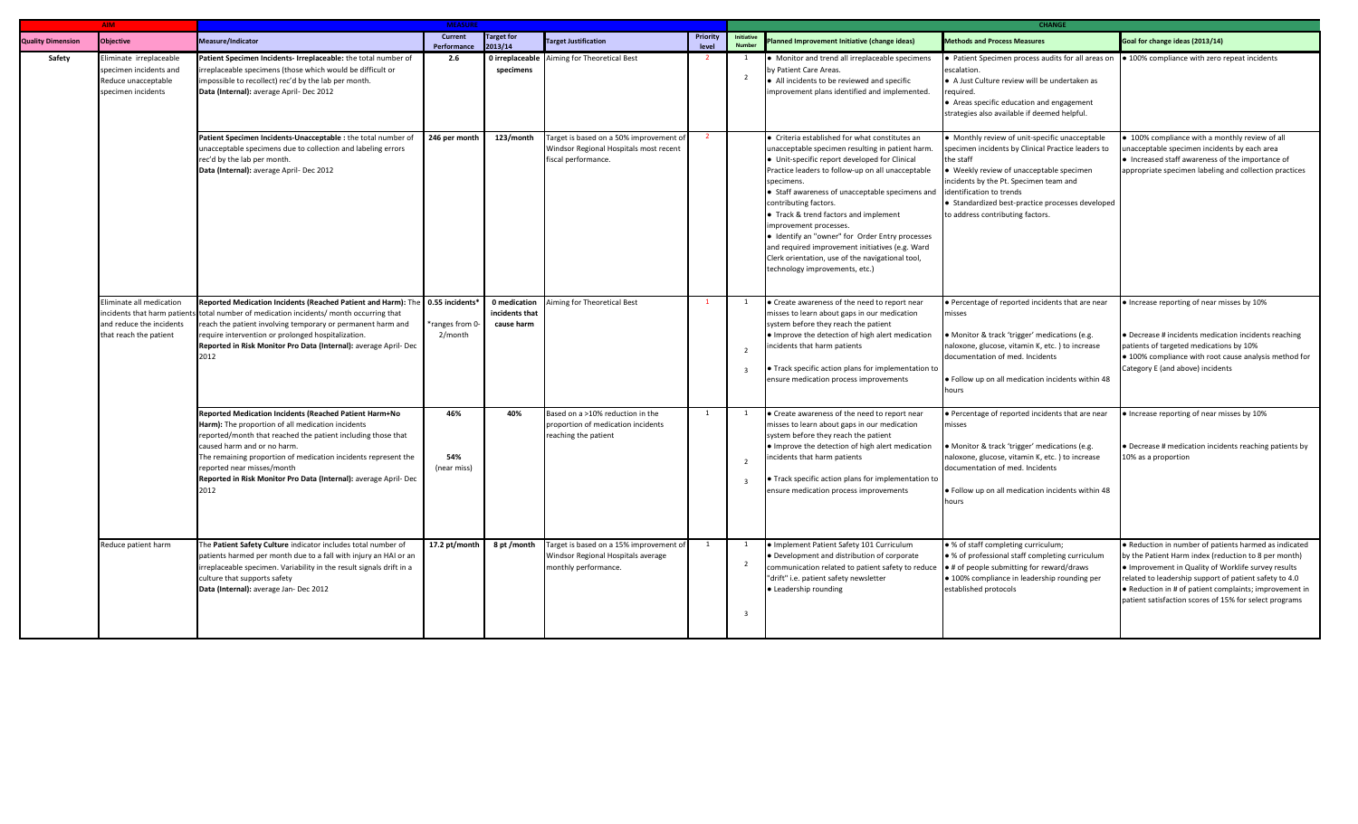| AIM | | MEASURE | | | | | CHANGE | | | |
|---|---|---|---|---|---|---|---|---|---|---|
| **Quality Dimension** | **Objective** | **Measure/Indicator** | **Current Performance** | **Target for 2013/14** | **Target Justification** | **Priority level** | **Initiative Number** | **Planned Improvement Initiative (change ideas)** | **Methods and Process Measures** | **Goal for change ideas (2013/14)** |
| **Safety** | Eliminate irreplaceable specimen incidents and Reduce unacceptable specimen incidents | **Patient Specimen Incidents- Irreplaceable:** the total number of irreplaceable specimens (those which would be difficult or impossible to recollect) rec'd by the lab per month. **Data (Internal):** average April- Dec 2012 | **2.6** | **0 irreplaceable specimens** | Aiming for Theoretical Best | 2 | 1<br>2 | • Monitor and trend all irreplaceable specimens by Patient Care Areas.<br>• All incidents to be reviewed and specific improvement plans identified and implemented. | • Patient Specimen process audits for all areas on escalation.<br>• A Just Culture review will be undertaken as required.<br>• Areas specific education and engagement strategies also available if deemed helpful. | • 100% compliance with zero repeat incidents |
| | | **Patient Specimen Incidents-Unacceptable :** the total number of unacceptable specimens due to collection and labeling errors rec'd by the lab per month. **Data (Internal):** average April- Dec 2012 | **246 per month** | **123/month** | Target is based on a 50% improvement of Windsor Regional Hospitals most recent fiscal performance. | 2 | | • Criteria established for what constitutes an unacceptable specimen resulting in patient harm.<br>• Unit-specific report developed for Clinical Practice leaders to follow-up on all unacceptable specimens.<br>• Staff awareness of unacceptable specimens and contributing factors.<br>• Track & trend factors and implement improvement processes.<br>• Identify an "owner" for Order Entry processes and required improvement initiatives (e.g. Ward Clerk orientation, use of the navigational tool, technology improvements, etc.) | • Monthly review of unit-specific unacceptable specimen incidents by Clinical Practice leaders to the staff<br>• Weekly review of unacceptable specimen incidents by the Pt. Specimen team and identification to trends<br>• Standardized best-practice processes developed to address contributing factors. | • 100% compliance with a monthly review of all unacceptable specimen incidents by each area<br>• Increased staff awareness of the importance of appropriate specimen labeling and collection practices |
| | Eliminate all medication incidents that harm patients and reduce the incidents that reach the patient | **Reported Medication Incidents (Reached Patient and Harm):** The total number of medication incidents/ month occurring that reach the patient involving temporary or permanent harm and require intervention or prolonged hospitalization. **Reported in Risk Monitor Pro Data (Internal):** average April- Dec 2012 | **0.55 incidents\***<br>\*ranges from 0-2/month | **0 medication incidents that cause harm** | Aiming for Theoretical Best | 1 | 1<br>2<br>3 | • Create awareness of the need to report near misses to learn about gaps in our medication system before they reach the patient<br>• Improve the detection of high alert medication incidents that harm patients<br>• Track specific action plans for implementation to ensure medication process improvements | • Percentage of reported incidents that are near misses<br>• Monitor & track 'trigger' medications (e.g. naloxone, glucose, vitamin K, etc. ) to increase documentation of med. Incidents<br>• Follow up on all medication incidents within 48 hours | • Increase reporting of near misses by 10%<br>• Decrease # incidents medication incidents reaching patients of targeted medications by 10%<br>• 100% compliance with root cause analysis method for Category E (and above) incidents |
| | | **Reported Medication Incidents (Reached Patient Harm+No Harm):** The proportion of all medication incidents reported/month that reached the patient including those that caused harm and or no harm. The remaining proportion of medication incidents represent the reported near misses/month **Reported in Risk Monitor Pro Data (Internal):** average April- Dec 2012 | **46%**<br>**54%** (near miss) | **40%** | Based on a >10% reduction in the proportion of medication incidents reaching the patient | 1 | 1<br>2<br>3 | • Create awareness of the need to report near misses to learn about gaps in our medication system before they reach the patient<br>• Improve the detection of high alert medication incidents that harm patients<br>• Track specific action plans for implementation to ensure medication process improvements | • Percentage of reported incidents that are near misses<br>• Monitor & track 'trigger' medications (e.g. naloxone, glucose, vitamin K, etc. ) to increase documentation of med. Incidents<br>• Follow up on all medication incidents within 48 hours | • Increase reporting of near misses by 10%<br>• Decrease # medication incidents reaching patients by 10% as a proportion |
| | Reduce patient harm | The **Patient Safety Culture** indicator includes total number of patients harmed per month due to a fall with injury an HAI or an irreplaceable specimen. Variability in the result signals drift in a culture that supports safety **Data (Internal):** average Jan- Dec 2012 | **17.2 pt/month** | **8 pt /month** | Target is based on a 15% improvement of Windsor Regional Hospitals average monthly performance. | 1 | 1<br>2<br>3 | • Implement Patient Safety 101 Curriculum<br>• Development and distribution of corporate communication related to patient safety to reduce "drift" i.e. patient safety newsletter<br>• Leadership rounding | • % of staff completing curriculum;<br>• % of professional staff completing curriculum<br>• # of people submitting for reward/draws<br>• 100% compliance in leadership rounding per established protocols | • Reduction in number of patients harmed as indicated by the Patient Harm index (reduction to 8 per month)<br>• Improvement in Quality of Worklife survey results related to leadership support of patient safety to 4.0<br>• Reduction in # of patient complaints; improvement in patient satisfaction scores of 15% for select programs |